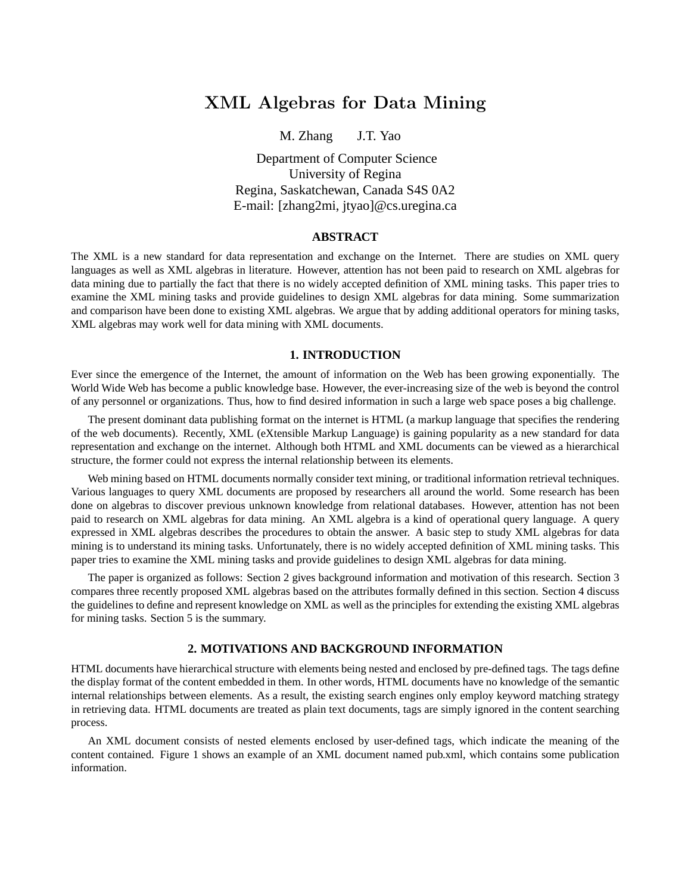# XML Algebras for Data Mining

M. Zhang J.T. Yao

Department of Computer Science
University of Regina
Regina, Saskatchewan, Canada S4S 0A2
E-mail: [zhang2mi, jtyao]@cs.uregina.ca

### ABSTRACT

The XML is a new standard for data representation and exchange on the Internet. There are studies on XML query languages as well as XML algebras in literature. However, attention has not been paid to research on XML algebras for data mining due to partially the fact that there is no widely accepted definition of XML mining tasks. This paper tries to examine the XML mining tasks and provide guidelines to design XML algebras for data mining. Some summarization and comparison have been done to existing XML algebras. We argue that by adding additional operators for mining tasks, XML algebras may work well for data mining with XML documents.

## 1. INTRODUCTION

Ever since the emergence of the Internet, the amount of information on the Web has been growing exponentially. The World Wide Web has become a public knowledge base. However, the ever-increasing size of the web is beyond the control of any personnel or organizations. Thus, how to find desired information in such a large web space poses a big challenge.

The present dominant data publishing format on the internet is HTML (a markup language that specifies the rendering of the web documents). Recently, XML (eXtensible Markup Language) is gaining popularity as a new standard for data representation and exchange on the internet. Although both HTML and XML documents can be viewed as a hierarchical structure, the former could not express the internal relationship between its elements.

Web mining based on HTML documents normally consider text mining, or traditional information retrieval techniques. Various languages to query XML documents are proposed by researchers all around the world. Some research has been done on algebras to discover previous unknown knowledge from relational databases. However, attention has not been paid to research on XML algebras for data mining. An XML algebra is a kind of operational query language. A query expressed in XML algebras describes the procedures to obtain the answer. A basic step to study XML algebras for data mining is to understand its mining tasks. Unfortunately, there is no widely accepted definition of XML mining tasks. This paper tries to examine the XML mining tasks and provide guidelines to design XML algebras for data mining.

The paper is organized as follows: Section 2 gives background information and motivation of this research. Section 3 compares three recently proposed XML algebras based on the attributes formally defined in this section. Section 4 discuss the guidelines to define and represent knowledge on XML as well as the principles for extending the existing XML algebras for mining tasks. Section 5 is the summary.

## 2. MOTIVATIONS AND BACKGROUND INFORMATION

HTML documents have hierarchical structure with elements being nested and enclosed by pre-defined tags. The tags define the display format of the content embedded in them. In other words, HTML documents have no knowledge of the semantic internal relationships between elements. As a result, the existing search engines only employ keyword matching strategy in retrieving data. HTML documents are treated as plain text documents, tags are simply ignored in the content searching process.

An XML document consists of nested elements enclosed by user-defined tags, which indicate the meaning of the content contained. Figure 1 shows an example of an XML document named pub.xml, which contains some publication information.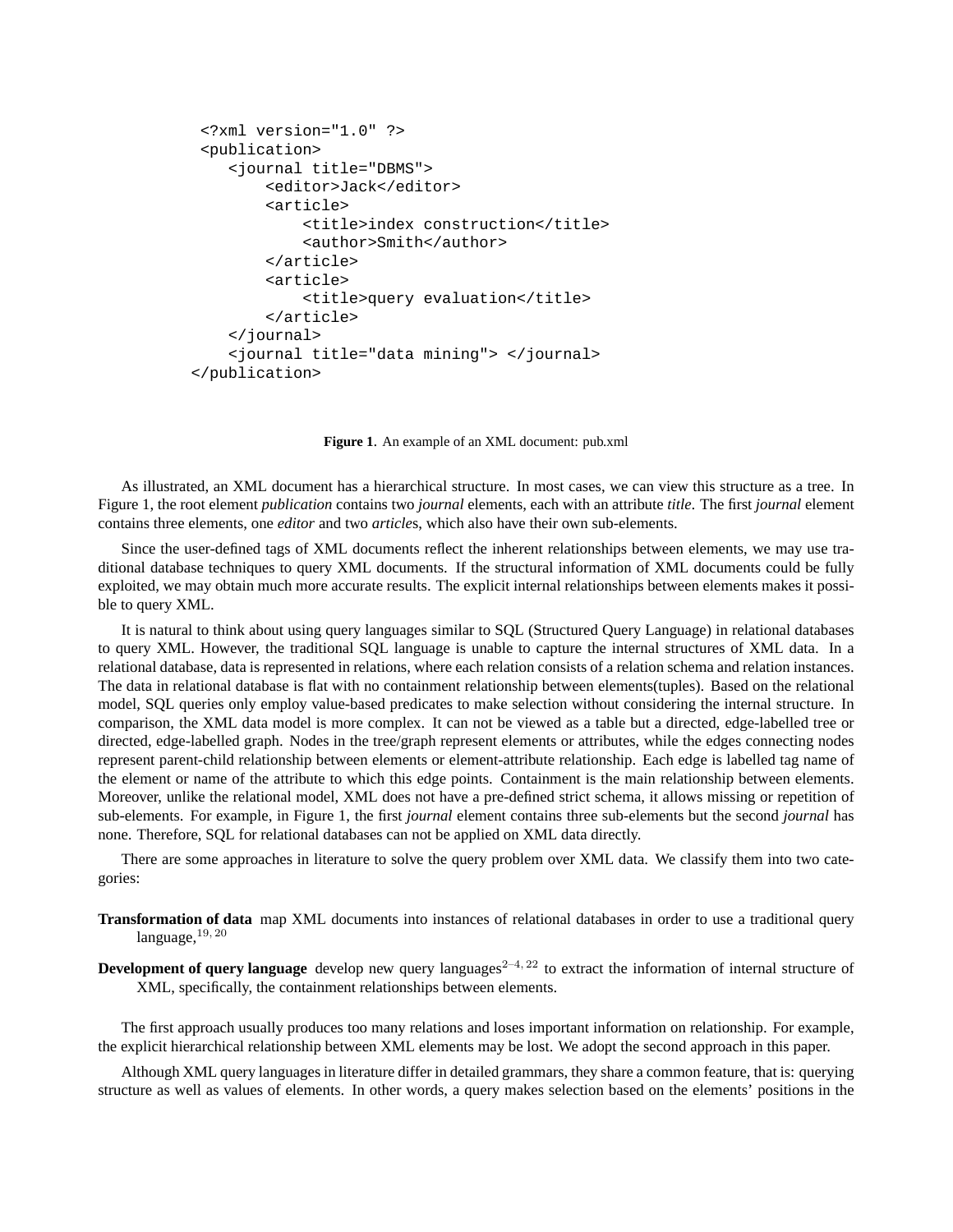```
<?xml version="1.0" ?>
<publication>
   <journal title="DBMS">
       <editor>Jack</editor>
       <article>
           <title>index construction</title>
           <author>Smith</author>
       </article>
       <article>
           <title>query evaluation</title>
       </article>
   </journal>
   <journal title="data mining"> </journal>
</publication>
```

**Figure 1**. An example of an XML document: pub.xml

As illustrated, an XML document has a hierarchical structure. In most cases, we can view this structure as a tree. In Figure 1, the root element *publication* contains two *journal* elements, each with an attribute *title*. The first *journal* element contains three elements, one *editor* and two *article*s, which also have their own sub-elements.

Since the user-defined tags of XML documents reflect the inherent relationships between elements, we may use traditional database techniques to query XML documents. If the structural information of XML documents could be fully exploited, we may obtain much more accurate results. The explicit internal relationships between elements makes it possible to query XML.

It is natural to think about using query languages similar to SQL (Structured Query Language) in relational databases to query XML. However, the traditional SQL language is unable to capture the internal structures of XML data. In a relational database, data is represented in relations, where each relation consists of a relation schema and relation instances. The data in relational database is flat with no containment relationship between elements(tuples). Based on the relational model, SQL queries only employ value-based predicates to make selection without considering the internal structure. In comparison, the XML data model is more complex. It can not be viewed as a table but a directed, edge-labelled tree or directed, edge-labelled graph. Nodes in the tree/graph represent elements or attributes, while the edges connecting nodes represent parent-child relationship between elements or element-attribute relationship. Each edge is labelled tag name of the element or name of the attribute to which this edge points. Containment is the main relationship between elements. Moreover, unlike the relational model, XML does not have a pre-defined strict schema, it allows missing or repetition of sub-elements. For example, in Figure 1, the first *journal* element contains three sub-elements but the second *journal* has none. Therefore, SQL for relational databases can not be applied on XML data directly.

There are some approaches in literature to solve the query problem over XML data. We classify them into two categories:

**Transformation of data** map XML documents into instances of relational databases in order to use a traditional query language,[19, 20]

**Development of query language** develop new query languages[2–4, 22] to extract the information of internal structure of XML, specifically, the containment relationships between elements.

The first approach usually produces too many relations and loses important information on relationship. For example, the explicit hierarchical relationship between XML elements may be lost. We adopt the second approach in this paper.

Although XML query languages in literature differ in detailed grammars, they share a common feature, that is: querying structure as well as values of elements. In other words, a query makes selection based on the elements' positions in the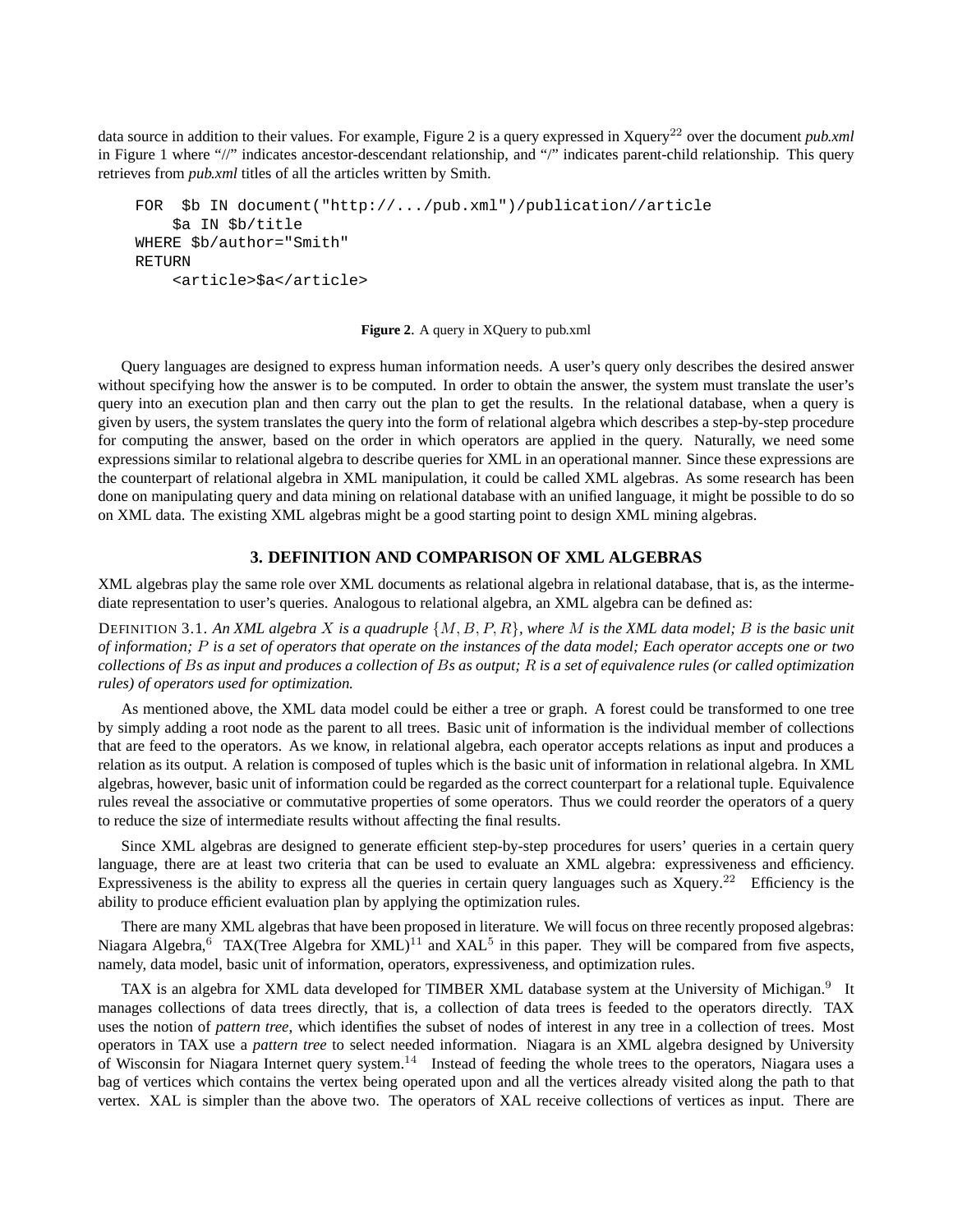data source in addition to their values. For example, Figure 2 is a query expressed in Xquery[22] over the document *pub.xml* in Figure 1 where "//" indicates ancestor-descendant relationship, and "/" indicates parent-child relationship. This query retrieves from *pub.xml* titles of all the articles written by Smith.

```
FOR  $b IN document("http://.../pub.xml")/publication//article
    $a IN $b/title
WHERE $b/author="Smith"
RETURN
    <article>$a</article>
```

**Figure 2**. A query in XQuery to pub.xml

Query languages are designed to express human information needs. A user's query only describes the desired answer without specifying how the answer is to be computed. In order to obtain the answer, the system must translate the user's query into an execution plan and then carry out the plan to get the results. In the relational database, when a query is given by users, the system translates the query into the form of relational algebra which describes a step-by-step procedure for computing the answer, based on the order in which operators are applied in the query. Naturally, we need some expressions similar to relational algebra to describe queries for XML in an operational manner. Since these expressions are the counterpart of relational algebra in XML manipulation, it could be called XML algebras. As some research has been done on manipulating query and data mining on relational database with an unified language, it might be possible to do so on XML data. The existing XML algebras might be a good starting point to design XML mining algebras.

## 3. DEFINITION AND COMPARISON OF XML ALGEBRAS

XML algebras play the same role over XML documents as relational algebra in relational database, that is, as the intermediate representation to user's queries. Analogous to relational algebra, an XML algebra can be defined as:

DEFINITION 3.1. *An XML algebra $X$ is a quadruple $\{M, B, P, R\}$, where $M$ is the XML data model; $B$ is the basic unit of information; $P$ is a set of operators that operate on the instances of the data model; Each operator accepts one or two collections of $B$s as input and produces a collection of $B$s as output; $R$ is a set of equivalence rules (or called optimization rules) of operators used for optimization.*

As mentioned above, the XML data model could be either a tree or graph. A forest could be transformed to one tree by simply adding a root node as the parent to all trees. Basic unit of information is the individual member of collections that are feed to the operators. As we know, in relational algebra, each operator accepts relations as input and produces a relation as its output. A relation is composed of tuples which is the basic unit of information in relational algebra. In XML algebras, however, basic unit of information could be regarded as the correct counterpart for a relational tuple. Equivalence rules reveal the associative or commutative properties of some operators. Thus we could reorder the operators of a query to reduce the size of intermediate results without affecting the final results.

Since XML algebras are designed to generate efficient step-by-step procedures for users' queries in a certain query language, there are at least two criteria that can be used to evaluate an XML algebra: expressiveness and efficiency. Expressiveness is the ability to express all the queries in certain query languages such as Xquery.[22] Efficiency is the ability to produce efficient evaluation plan by applying the optimization rules.

There are many XML algebras that have been proposed in literature. We will focus on three recently proposed algebras: Niagara Algebra,[6] TAX(Tree Algebra for XML)[11] and XAL[5] in this paper. They will be compared from five aspects, namely, data model, basic unit of information, operators, expressiveness, and optimization rules.

TAX is an algebra for XML data developed for TIMBER XML database system at the University of Michigan.[9] It manages collections of data trees directly, that is, a collection of data trees is feeded to the operators directly. TAX uses the notion of *pattern tree*, which identifies the subset of nodes of interest in any tree in a collection of trees. Most operators in TAX use a *pattern tree* to select needed information. Niagara is an XML algebra designed by University of Wisconsin for Niagara Internet query system.[14] Instead of feeding the whole trees to the operators, Niagara uses a bag of vertices which contains the vertex being operated upon and all the vertices already visited along the path to that vertex. XAL is simpler than the above two. The operators of XAL receive collections of vertices as input. There are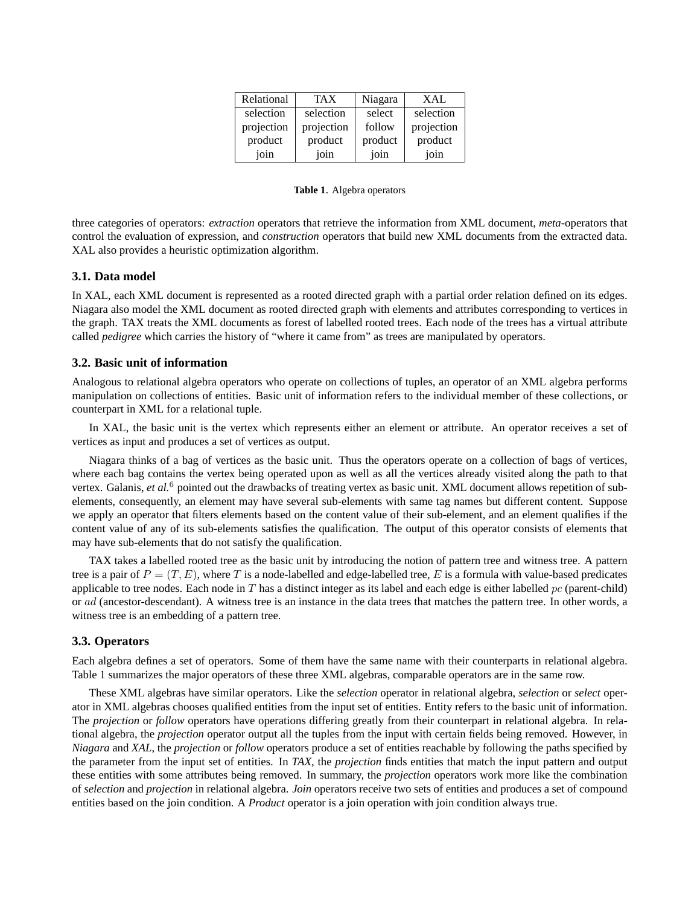| Relational | TAX | Niagara | XAL |
|---|---|---|---|
| selection | selection | select | selection |
| projection | projection | follow | projection |
| product | product | product | product |
| join | join | join | join |

**Table 1**. Algebra operators

three categories of operators: *extraction* operators that retrieve the information from XML document, *meta*-operators that control the evaluation of expression, and *construction* operators that build new XML documents from the extracted data. XAL also provides a heuristic optimization algorithm.

### 3.1. Data model

In XAL, each XML document is represented as a rooted directed graph with a partial order relation defined on its edges. Niagara also model the XML document as rooted directed graph with elements and attributes corresponding to vertices in the graph. TAX treats the XML documents as forest of labelled rooted trees. Each node of the trees has a virtual attribute called *pedigree* which carries the history of "where it came from" as trees are manipulated by operators.

### 3.2. Basic unit of information

Analogous to relational algebra operators who operate on collections of tuples, an operator of an XML algebra performs manipulation on collections of entities. Basic unit of information refers to the individual member of these collections, or counterpart in XML for a relational tuple.

In XAL, the basic unit is the vertex which represents either an element or attribute. An operator receives a set of vertices as input and produces a set of vertices as output.

Niagara thinks of a bag of vertices as the basic unit. Thus the operators operate on a collection of bags of vertices, where each bag contains the vertex being operated upon as well as all the vertices already visited along the path to that vertex. Galanis, *et al.*[6] pointed out the drawbacks of treating vertex as basic unit. XML document allows repetition of sub-elements, consequently, an element may have several sub-elements with same tag names but different content. Suppose we apply an operator that filters elements based on the content value of their sub-element, and an element qualifies if the content value of any of its sub-elements satisfies the qualification. The output of this operator consists of elements that may have sub-elements that do not satisfy the qualification.

TAX takes a labelled rooted tree as the basic unit by introducing the notion of pattern tree and witness tree. A pattern tree is a pair of $P = (T, E)$, where $T$ is a node-labelled and edge-labelled tree, $E$ is a formula with value-based predicates applicable to tree nodes. Each node in $T$ has a distinct integer as its label and each edge is either labelled $pc$ (parent-child) or $ad$ (ancestor-descendant). A witness tree is an instance in the data trees that matches the pattern tree. In other words, a witness tree is an embedding of a pattern tree.

### 3.3. Operators

Each algebra defines a set of operators. Some of them have the same name with their counterparts in relational algebra. Table 1 summarizes the major operators of these three XML algebras, comparable operators are in the same row.

These XML algebras have similar operators. Like the *selection* operator in relational algebra, *selection* or *select* operator in XML algebras chooses qualified entities from the input set of entities. Entity refers to the basic unit of information. The *projection* or *follow* operators have operations differing greatly from their counterpart in relational algebra. In relational algebra, the *projection* operator output all the tuples from the input with certain fields being removed. However, in *Niagara* and *XAL*, the *projection* or *follow* operators produce a set of entities reachable by following the paths specified by the parameter from the input set of entities. In *TAX*, the *projection* finds entities that match the input pattern and output these entities with some attributes being removed. In summary, the *projection* operators work more like the combination of *selection* and *projection* in relational algebra. *Join* operators receive two sets of entities and produces a set of compound entities based on the join condition. A *Product* operator is a join operation with join condition always true.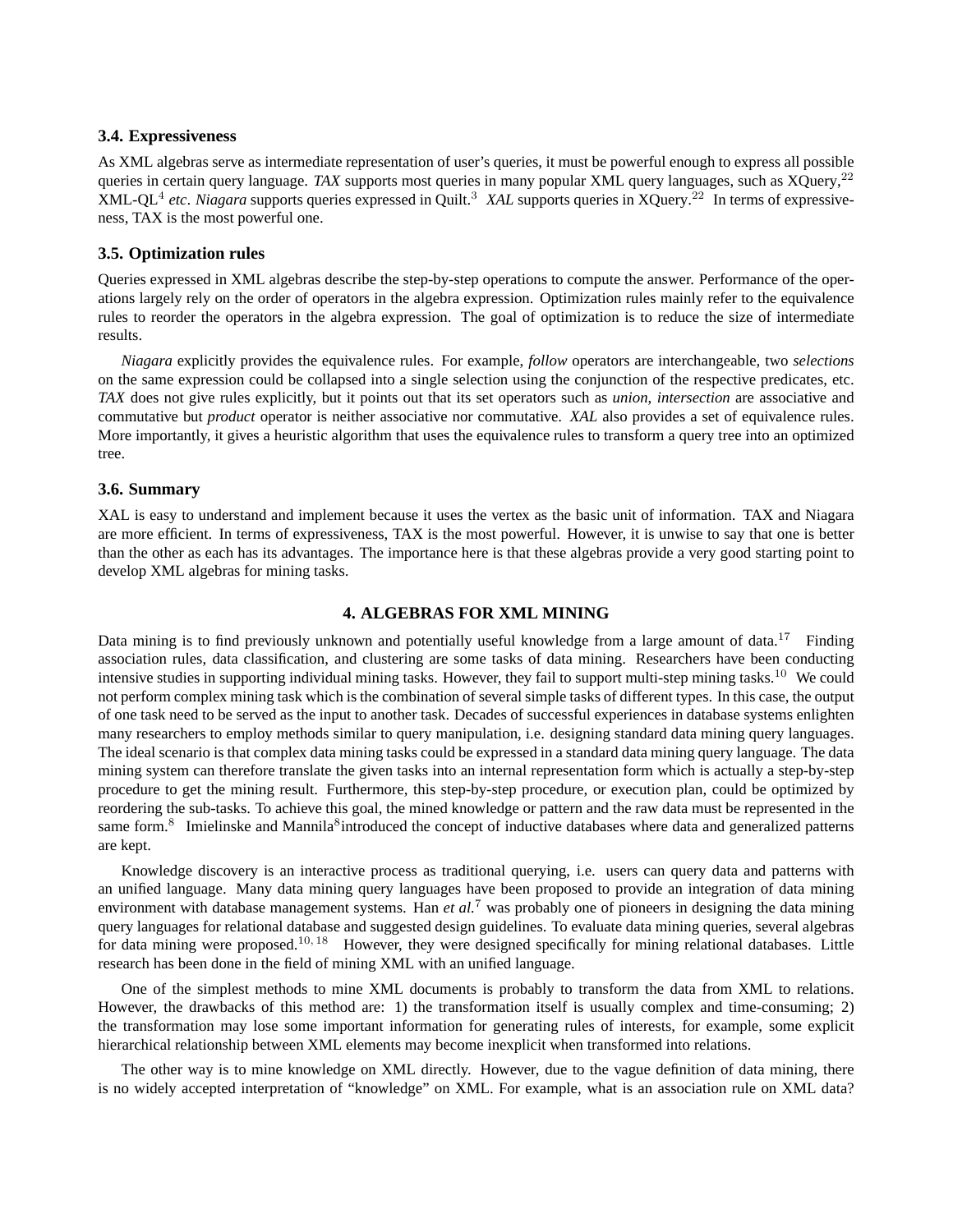### 3.4. Expressiveness

As XML algebras serve as intermediate representation of user's queries, it must be powerful enough to express all possible queries in certain query language. *TAX* supports most queries in many popular XML query languages, such as XQuery,[22] XML-QL[4] *etc*. *Niagara* supports queries expressed in Quilt.[3] *XAL* supports queries in XQuery.[22] In terms of expressiveness, TAX is the most powerful one.

### 3.5. Optimization rules

Queries expressed in XML algebras describe the step-by-step operations to compute the answer. Performance of the operations largely rely on the order of operators in the algebra expression. Optimization rules mainly refer to the equivalence rules to reorder the operators in the algebra expression. The goal of optimization is to reduce the size of intermediate results.

*Niagara* explicitly provides the equivalence rules. For example, *follow* operators are interchangeable, two *selections* on the same expression could be collapsed into a single selection using the conjunction of the respective predicates, etc. *TAX* does not give rules explicitly, but it points out that its set operators such as *union*, *intersection* are associative and commutative but *product* operator is neither associative nor commutative. *XAL* also provides a set of equivalence rules. More importantly, it gives a heuristic algorithm that uses the equivalence rules to transform a query tree into an optimized tree.

### 3.6. Summary

XAL is easy to understand and implement because it uses the vertex as the basic unit of information. TAX and Niagara are more efficient. In terms of expressiveness, TAX is the most powerful. However, it is unwise to say that one is better than the other as each has its advantages. The importance here is that these algebras provide a very good starting point to develop XML algebras for mining tasks.

## 4. ALGEBRAS FOR XML MINING

Data mining is to find previously unknown and potentially useful knowledge from a large amount of data.[17] Finding association rules, data classification, and clustering are some tasks of data mining. Researchers have been conducting intensive studies in supporting individual mining tasks. However, they fail to support multi-step mining tasks.[10] We could not perform complex mining task which is the combination of several simple tasks of different types. In this case, the output of one task need to be served as the input to another task. Decades of successful experiences in database systems enlighten many researchers to employ methods similar to query manipulation, i.e. designing standard data mining query languages. The ideal scenario is that complex data mining tasks could be expressed in a standard data mining query language. The data mining system can therefore translate the given tasks into an internal representation form which is actually a step-by-step procedure to get the mining result. Furthermore, this step-by-step procedure, or execution plan, could be optimized by reordering the sub-tasks. To achieve this goal, the mined knowledge or pattern and the raw data must be represented in the same form.[8] Imielinske and Mannila[8] introduced the concept of inductive databases where data and generalized patterns are kept.

Knowledge discovery is an interactive process as traditional querying, i.e. users can query data and patterns with an unified language. Many data mining query languages have been proposed to provide an integration of data mining environment with database management systems. Han *et al.*[7] was probably one of pioneers in designing the data mining query languages for relational database and suggested design guidelines. To evaluate data mining queries, several algebras for data mining were proposed.[10, 18] However, they were designed specifically for mining relational databases. Little research has been done in the field of mining XML with an unified language.

One of the simplest methods to mine XML documents is probably to transform the data from XML to relations. However, the drawbacks of this method are: 1) the transformation itself is usually complex and time-consuming; 2) the transformation may lose some important information for generating rules of interests, for example, some explicit hierarchical relationship between XML elements may become inexplicit when transformed into relations.

The other way is to mine knowledge on XML directly. However, due to the vague definition of data mining, there is no widely accepted interpretation of "knowledge" on XML. For example, what is an association rule on XML data?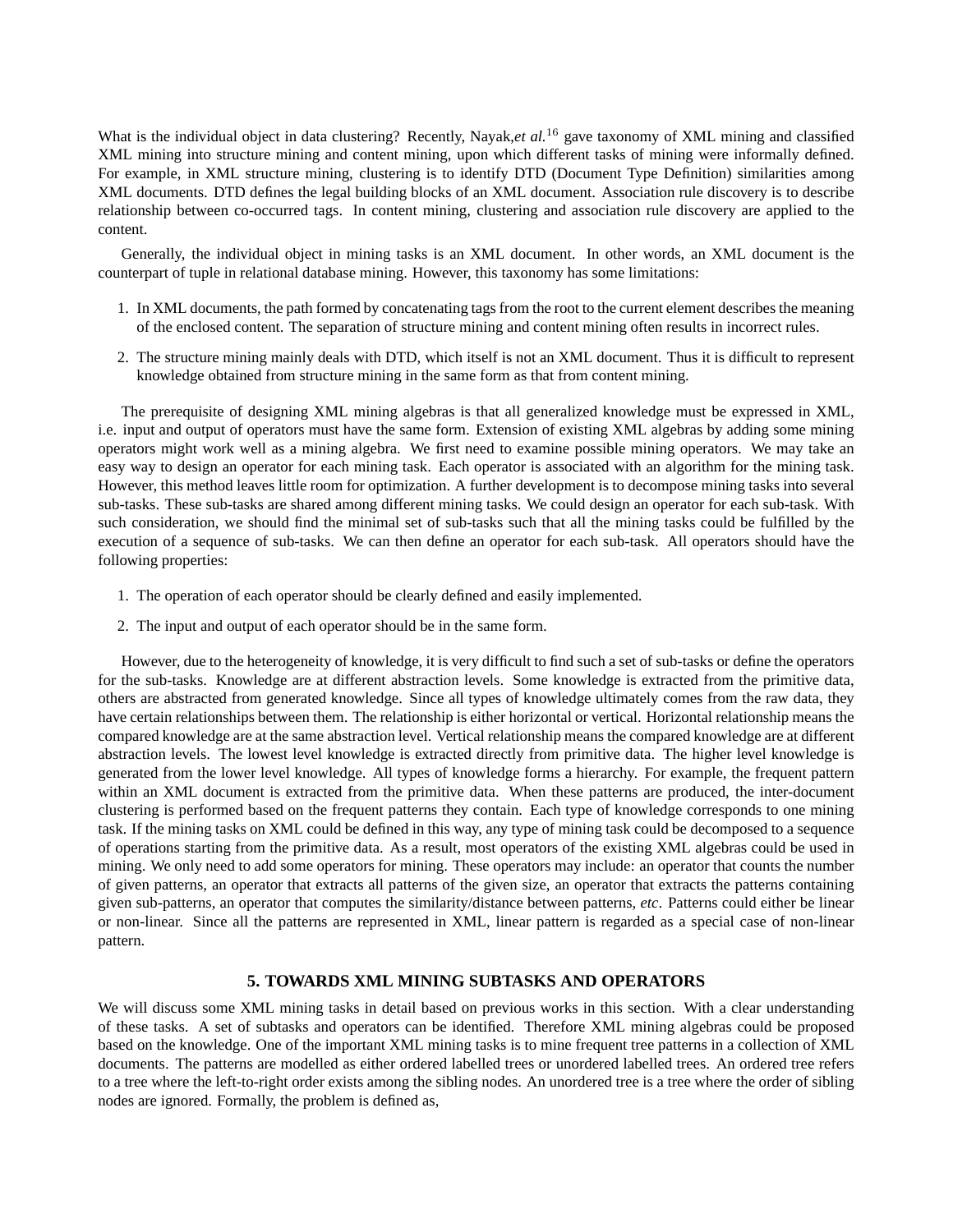What is the individual object in data clustering? Recently, Nayak,*et al.*[16] gave taxonomy of XML mining and classified XML mining into structure mining and content mining, upon which different tasks of mining were informally defined. For example, in XML structure mining, clustering is to identify DTD (Document Type Definition) similarities among XML documents. DTD defines the legal building blocks of an XML document. Association rule discovery is to describe relationship between co-occurred tags. In content mining, clustering and association rule discovery are applied to the content.

Generally, the individual object in mining tasks is an XML document. In other words, an XML document is the counterpart of tuple in relational database mining. However, this taxonomy has some limitations:

1. In XML documents, the path formed by concatenating tags from the root to the current element describes the meaning of the enclosed content. The separation of structure mining and content mining often results in incorrect rules.
2. The structure mining mainly deals with DTD, which itself is not an XML document. Thus it is difficult to represent knowledge obtained from structure mining in the same form as that from content mining.

The prerequisite of designing XML mining algebras is that all generalized knowledge must be expressed in XML, i.e. input and output of operators must have the same form. Extension of existing XML algebras by adding some mining operators might work well as a mining algebra. We first need to examine possible mining operators. We may take an easy way to design an operator for each mining task. Each operator is associated with an algorithm for the mining task. However, this method leaves little room for optimization. A further development is to decompose mining tasks into several sub-tasks. These sub-tasks are shared among different mining tasks. We could design an operator for each sub-task. With such consideration, we should find the minimal set of sub-tasks such that all the mining tasks could be fulfilled by the execution of a sequence of sub-tasks. We can then define an operator for each sub-task. All operators should have the following properties:

1. The operation of each operator should be clearly defined and easily implemented.
2. The input and output of each operator should be in the same form.

However, due to the heterogeneity of knowledge, it is very difficult to find such a set of sub-tasks or define the operators for the sub-tasks. Knowledge are at different abstraction levels. Some knowledge is extracted from the primitive data, others are abstracted from generated knowledge. Since all types of knowledge ultimately comes from the raw data, they have certain relationships between them. The relationship is either horizontal or vertical. Horizontal relationship means the compared knowledge are at the same abstraction level. Vertical relationship means the compared knowledge are at different abstraction levels. The lowest level knowledge is extracted directly from primitive data. The higher level knowledge is generated from the lower level knowledge. All types of knowledge forms a hierarchy. For example, the frequent pattern within an XML document is extracted from the primitive data. When these patterns are produced, the inter-document clustering is performed based on the frequent patterns they contain. Each type of knowledge corresponds to one mining task. If the mining tasks on XML could be defined in this way, any type of mining task could be decomposed to a sequence of operations starting from the primitive data. As a result, most operators of the existing XML algebras could be used in mining. We only need to add some operators for mining. These operators may include: an operator that counts the number of given patterns, an operator that extracts all patterns of the given size, an operator that extracts the patterns containing given sub-patterns, an operator that computes the similarity/distance between patterns, *etc*. Patterns could either be linear or non-linear. Since all the patterns are represented in XML, linear pattern is regarded as a special case of non-linear pattern.

## 5. TOWARDS XML MINING SUBTASKS AND OPERATORS

We will discuss some XML mining tasks in detail based on previous works in this section. With a clear understanding of these tasks. A set of subtasks and operators can be identified. Therefore XML mining algebras could be proposed based on the knowledge. One of the important XML mining tasks is to mine frequent tree patterns in a collection of XML documents. The patterns are modelled as either ordered labelled trees or unordered labelled trees. An ordered tree refers to a tree where the left-to-right order exists among the sibling nodes. An unordered tree is a tree where the order of sibling nodes are ignored. Formally, the problem is defined as,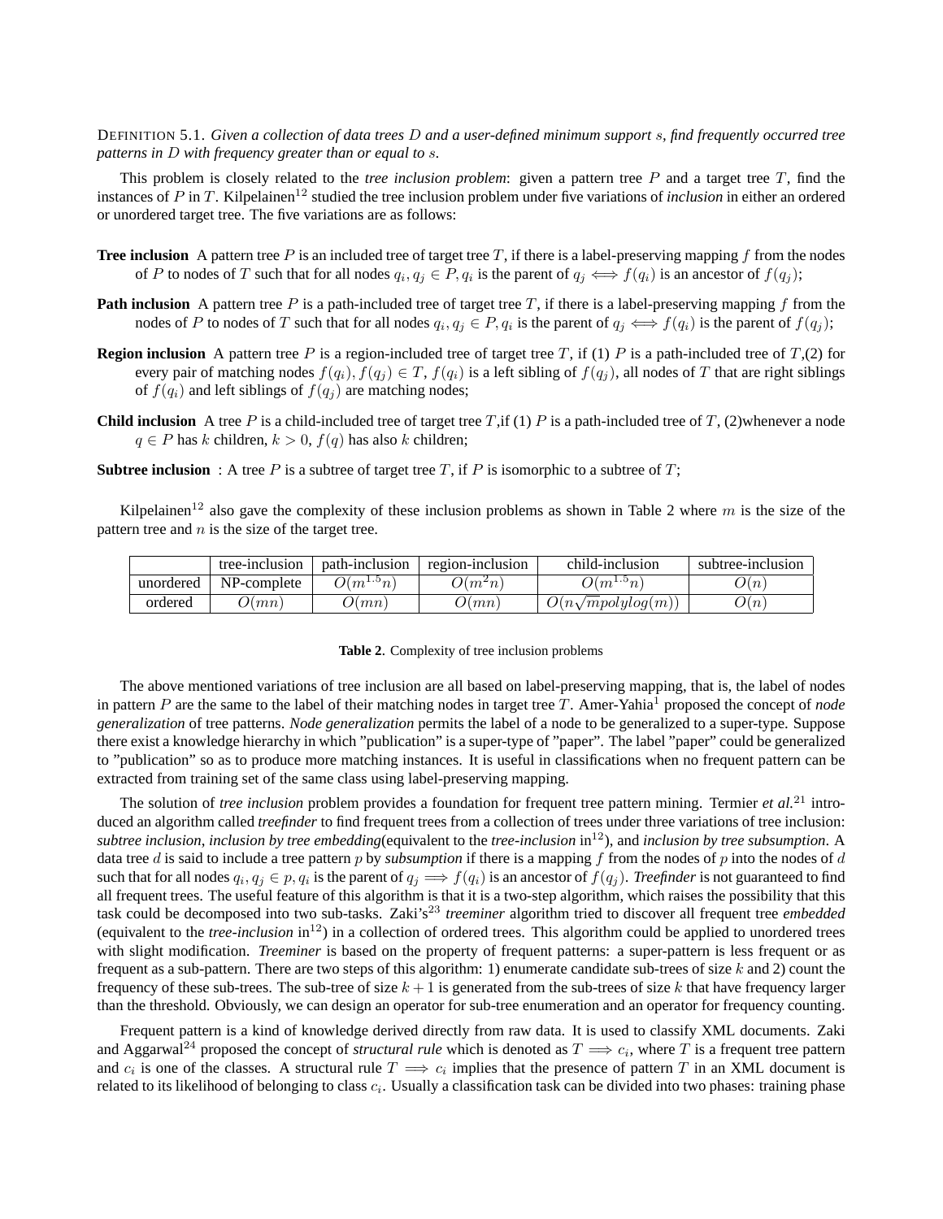DEFINITION 5.1. *Given a collection of data trees $D$ and a user-defined minimum support $s$, find frequently occurred tree patterns in $D$ with frequency greater than or equal to $s$.*

This problem is closely related to the *tree inclusion problem*: given a pattern tree $P$ and a target tree $T$, find the instances of $P$ in $T$. Kilpelainen[12] studied the tree inclusion problem under five variations of *inclusion* in either an ordered or unordered target tree. The five variations are as follows:

**Tree inclusion** A pattern tree $P$ is an included tree of target tree $T$, if there is a label-preserving mapping $f$ from the nodes of $P$ to nodes of $T$ such that for all nodes $q_i, q_j \in P, q_i$ is the parent of $q_j \iff f(q_i)$ is an ancestor of $f(q_j)$;

**Path inclusion** A pattern tree $P$ is a path-included tree of target tree $T$, if there is a label-preserving mapping $f$ from the nodes of $P$ to nodes of $T$ such that for all nodes $q_i, q_j \in P, q_i$ is the parent of $q_j \iff f(q_i)$ is the parent of $f(q_j)$;

**Region inclusion** A pattern tree $P$ is a region-included tree of target tree $T$, if (1) $P$ is a path-included tree of $T$,(2) for every pair of matching nodes $f(q_i), f(q_j) \in T$, $f(q_i)$ is a left sibling of $f(q_j)$, all nodes of $T$ that are right siblings of $f(q_i)$ and left siblings of $f(q_j)$ are matching nodes;

**Child inclusion** A tree $P$ is a child-included tree of target tree $T$,if (1) $P$ is a path-included tree of $T$, (2)whenever a node $q \in P$ has $k$ children, $k > 0$, $f(q)$ has also $k$ children;

**Subtree inclusion** : A tree $P$ is a subtree of target tree $T$, if $P$ is isomorphic to a subtree of $T$;

Kilpelainen[12] also gave the complexity of these inclusion problems as shown in Table 2 where $m$ is the size of the pattern tree and $n$ is the size of the target tree.

| | tree-inclusion | path-inclusion | region-inclusion | child-inclusion | subtree-inclusion |
|---|---|---|---|---|---|
| unordered | NP-complete | $O(m^{1.5}n)$ | $O(m^2n)$ | $O(m^{1.5}n)$ | $O(n)$ |
| ordered | $O(mn)$ | $O(mn)$ | $O(mn)$ | $O(n\sqrt{m}polylog(m))$ | $O(n)$ |

**Table 2**. Complexity of tree inclusion problems

The above mentioned variations of tree inclusion are all based on label-preserving mapping, that is, the label of nodes in pattern $P$ are the same to the label of their matching nodes in target tree $T$. Amer-Yahia[1] proposed the concept of *node generalization* of tree patterns. *Node generalization* permits the label of a node to be generalized to a super-type. Suppose there exist a knowledge hierarchy in which "publication" is a super-type of "paper". The label "paper" could be generalized to "publication" so as to produce more matching instances. It is useful in classifications when no frequent pattern can be extracted from training set of the same class using label-preserving mapping.

The solution of *tree inclusion* problem provides a foundation for frequent tree pattern mining. Termier *et al.*[21] introduced an algorithm called *treefinder* to find frequent trees from a collection of trees under three variations of tree inclusion: *subtree inclusion*, *inclusion by tree embedding*(equivalent to the *tree-inclusion* in[12]), and *inclusion by tree subsumption*. A data tree $d$ is said to include a tree pattern $p$ by *subsumption* if there is a mapping $f$ from the nodes of $p$ into the nodes of $d$ such that for all nodes $q_i, q_j \in p, q_i$ is the parent of $q_j \implies f(q_i)$ is an ancestor of $f(q_j)$. *Treefinder* is not guaranteed to find all frequent trees. The useful feature of this algorithm is that it is a two-step algorithm, which raises the possibility that this task could be decomposed into two sub-tasks. Zaki's[23] *treeminer* algorithm tried to discover all frequent tree *embedded* (equivalent to the *tree-inclusion* in[12]) in a collection of ordered trees. This algorithm could be applied to unordered trees with slight modification. *Treeminer* is based on the property of frequent patterns: a super-pattern is less frequent or as frequent as a sub-pattern. There are two steps of this algorithm: 1) enumerate candidate sub-trees of size $k$ and 2) count the frequency of these sub-trees. The sub-tree of size $k+1$ is generated from the sub-trees of size $k$ that have frequency larger than the threshold. Obviously, we can design an operator for sub-tree enumeration and an operator for frequency counting.

Frequent pattern is a kind of knowledge derived directly from raw data. It is used to classify XML documents. Zaki and Aggarwal[24] proposed the concept of *structural rule* which is denoted as $T \implies c_i$, where $T$ is a frequent tree pattern and $c_i$ is one of the classes. A structural rule $T \implies c_i$ implies that the presence of pattern $T$ in an XML document is related to its likelihood of belonging to class $c_i$. Usually a classification task can be divided into two phases: training phase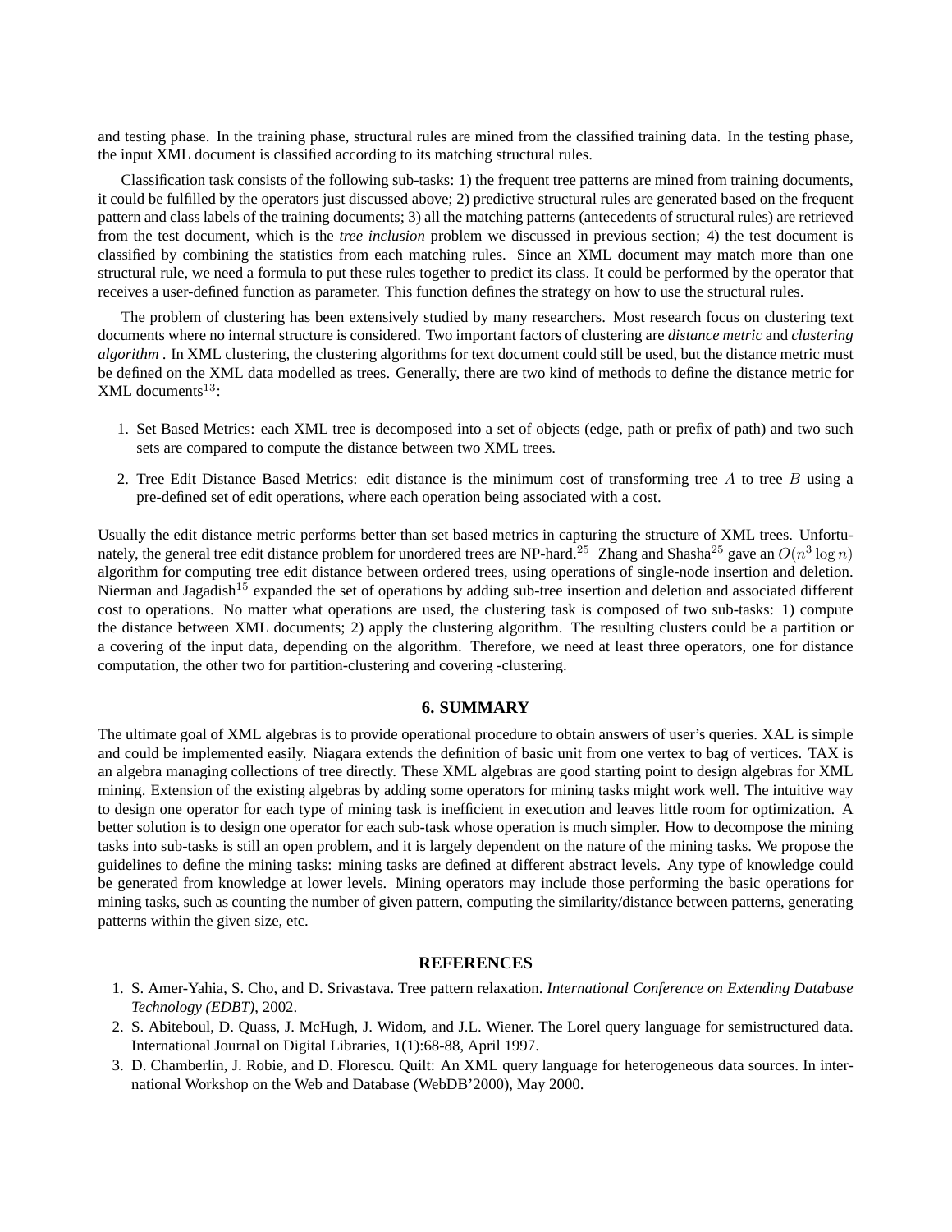and testing phase. In the training phase, structural rules are mined from the classified training data. In the testing phase, the input XML document is classified according to its matching structural rules.

Classification task consists of the following sub-tasks: 1) the frequent tree patterns are mined from training documents, it could be fulfilled by the operators just discussed above; 2) predictive structural rules are generated based on the frequent pattern and class labels of the training documents; 3) all the matching patterns (antecedents of structural rules) are retrieved from the test document, which is the *tree inclusion* problem we discussed in previous section; 4) the test document is classified by combining the statistics from each matching rules. Since an XML document may match more than one structural rule, we need a formula to put these rules together to predict its class. It could be performed by the operator that receives a user-defined function as parameter. This function defines the strategy on how to use the structural rules.

The problem of clustering has been extensively studied by many researchers. Most research focus on clustering text documents where no internal structure is considered. Two important factors of clustering are *distance metric* and *clustering algorithm* . In XML clustering, the clustering algorithms for text document could still be used, but the distance metric must be defined on the XML data modelled as trees. Generally, there are two kind of methods to define the distance metric for XML documents[13]:

1. Set Based Metrics: each XML tree is decomposed into a set of objects (edge, path or prefix of path) and two such sets are compared to compute the distance between two XML trees.
2. Tree Edit Distance Based Metrics: edit distance is the minimum cost of transforming tree $A$ to tree $B$ using a pre-defined set of edit operations, where each operation being associated with a cost.

Usually the edit distance metric performs better than set based metrics in capturing the structure of XML trees. Unfortunately, the general tree edit distance problem for unordered trees are NP-hard.[25] Zhang and Shasha[25] gave an $O(n^3 \log n)$ algorithm for computing tree edit distance between ordered trees, using operations of single-node insertion and deletion. Nierman and Jagadish[15] expanded the set of operations by adding sub-tree insertion and deletion and associated different cost to operations. No matter what operations are used, the clustering task is composed of two sub-tasks: 1) compute the distance between XML documents; 2) apply the clustering algorithm. The resulting clusters could be a partition or a covering of the input data, depending on the algorithm. Therefore, we need at least three operators, one for distance computation, the other two for partition-clustering and covering -clustering.

## 6. SUMMARY

The ultimate goal of XML algebras is to provide operational procedure to obtain answers of user's queries. XAL is simple and could be implemented easily. Niagara extends the definition of basic unit from one vertex to bag of vertices. TAX is an algebra managing collections of tree directly. These XML algebras are good starting point to design algebras for XML mining. Extension of the existing algebras by adding some operators for mining tasks might work well. The intuitive way to design one operator for each type of mining task is inefficient in execution and leaves little room for optimization. A better solution is to design one operator for each sub-task whose operation is much simpler. How to decompose the mining tasks into sub-tasks is still an open problem, and it is largely dependent on the nature of the mining tasks. We propose the guidelines to define the mining tasks: mining tasks are defined at different abstract levels. Any type of knowledge could be generated from knowledge at lower levels. Mining operators may include those performing the basic operations for mining tasks, such as counting the number of given pattern, computing the similarity/distance between patterns, generating patterns within the given size, etc.

## REFERENCES

1. S. Amer-Yahia, S. Cho, and D. Srivastava. Tree pattern relaxation. *International Conference on Extending Database Technology (EDBT)*, 2002.
2. S. Abiteboul, D. Quass, J. McHugh, J. Widom, and J.L. Wiener. The Lorel query language for semistructured data. International Journal on Digital Libraries, 1(1):68-88, April 1997.
3. D. Chamberlin, J. Robie, and D. Florescu. Quilt: An XML query language for heterogeneous data sources. In international Workshop on the Web and Database (WebDB'2000), May 2000.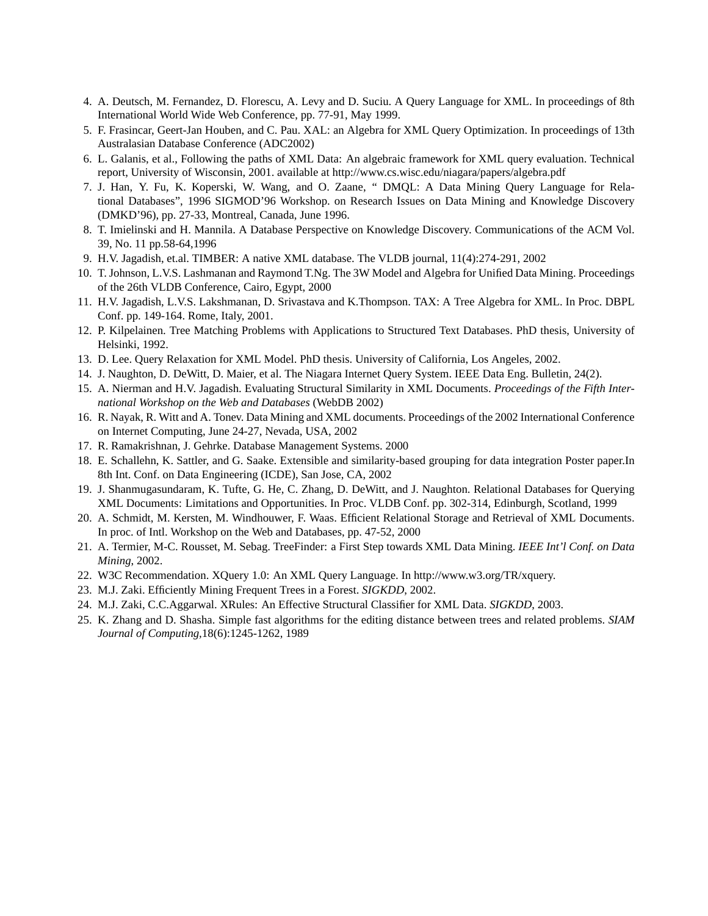4. A. Deutsch, M. Fernandez, D. Florescu, A. Levy and D. Suciu. A Query Language for XML. In proceedings of 8th International World Wide Web Conference, pp. 77-91, May 1999.
5. F. Frasincar, Geert-Jan Houben, and C. Pau. XAL: an Algebra for XML Query Optimization. In proceedings of 13th Australasian Database Conference (ADC2002)
6. L. Galanis, et al., Following the paths of XML Data: An algebraic framework for XML query evaluation. Technical report, University of Wisconsin, 2001. available at http://www.cs.wisc.edu/niagara/papers/algebra.pdf
7. J. Han, Y. Fu, K. Koperski, W. Wang, and O. Zaane, " DMQL: A Data Mining Query Language for Relational Databases", 1996 SIGMOD'96 Workshop. on Research Issues on Data Mining and Knowledge Discovery (DMKD'96), pp. 27-33, Montreal, Canada, June 1996.
8. T. Imielinski and H. Mannila. A Database Perspective on Knowledge Discovery. Communications of the ACM Vol. 39, No. 11 pp.58-64,1996
9. H.V. Jagadish, et.al. TIMBER: A native XML database. The VLDB journal, 11(4):274-291, 2002
10. T. Johnson, L.V.S. Lashmanan and Raymond T.Ng. The 3W Model and Algebra for Unified Data Mining. Proceedings of the 26th VLDB Conference, Cairo, Egypt, 2000
11. H.V. Jagadish, L.V.S. Lakshmanan, D. Srivastava and K.Thompson. TAX: A Tree Algebra for XML. In Proc. DBPL Conf. pp. 149-164. Rome, Italy, 2001.
12. P. Kilpelainen. Tree Matching Problems with Applications to Structured Text Databases. PhD thesis, University of Helsinki, 1992.
13. D. Lee. Query Relaxation for XML Model. PhD thesis. University of California, Los Angeles, 2002.
14. J. Naughton, D. DeWitt, D. Maier, et al. The Niagara Internet Query System. IEEE Data Eng. Bulletin, 24(2).
15. A. Nierman and H.V. Jagadish. Evaluating Structural Similarity in XML Documents. *Proceedings of the Fifth International Workshop on the Web and Databases* (WebDB 2002)
16. R. Nayak, R. Witt and A. Tonev. Data Mining and XML documents. Proceedings of the 2002 International Conference on Internet Computing, June 24-27, Nevada, USA, 2002
17. R. Ramakrishnan, J. Gehrke. Database Management Systems. 2000
18. E. Schallehn, K. Sattler, and G. Saake. Extensible and similarity-based grouping for data integration Poster paper.In 8th Int. Conf. on Data Engineering (ICDE), San Jose, CA, 2002
19. J. Shanmugasundaram, K. Tufte, G. He, C. Zhang, D. DeWitt, and J. Naughton. Relational Databases for Querying XML Documents: Limitations and Opportunities. In Proc. VLDB Conf. pp. 302-314, Edinburgh, Scotland, 1999
20. A. Schmidt, M. Kersten, M. Windhouwer, F. Waas. Efficient Relational Storage and Retrieval of XML Documents. In proc. of Intl. Workshop on the Web and Databases, pp. 47-52, 2000
21. A. Termier, M-C. Rousset, M. Sebag. TreeFinder: a First Step towards XML Data Mining. *IEEE Int'l Conf. on Data Mining*, 2002.
22. W3C Recommendation. XQuery 1.0: An XML Query Language. In http://www.w3.org/TR/xquery.
23. M.J. Zaki. Efficiently Mining Frequent Trees in a Forest. *SIGKDD*, 2002.
24. M.J. Zaki, C.C.Aggarwal. XRules: An Effective Structural Classifier for XML Data. *SIGKDD*, 2003.
25. K. Zhang and D. Shasha. Simple fast algorithms for the editing distance between trees and related problems. *SIAM Journal of Computing*,18(6):1245-1262, 1989